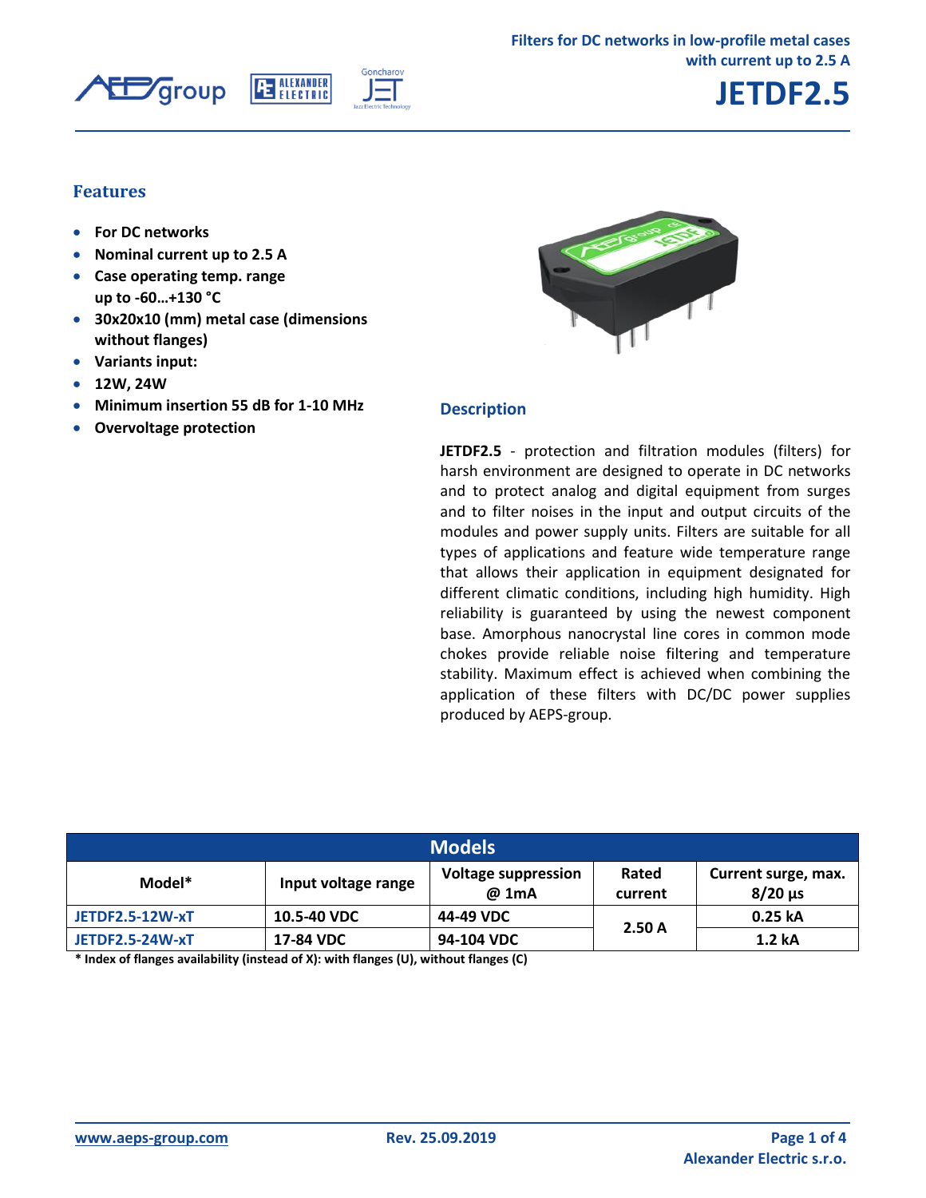Filters for DC networks in low-profile metal cases with current up to 2.5 A

# JETDF2.5

## Features

- For DC networks
- Nominal current up to 2.5 A
- Case operating temp. range up to -60…+130 °C
- 30x20x10 (mm) metal case (dimensions without flanges)
- Variants input:
- 12W, 24W
- Minimum insertion 55 dB for 1-10 MHz
- Overvoltage protection

## Description

**JETDF2.5** - protection and filtration modules (filters) for harsh environment are designed to operate in DC networks and to protect analog and digital equipment from surges and to filter noises in the input and output circuits of the modules and power supply units. Filters are suitable for all types of applications and feature wide temperature range that allows their application in equipment designated for different climatic conditions, including high humidity. High reliability is guaranteed by using the newest component base. Amorphous nanocrystal line cores in common mode chokes provide reliable noise filtering and temperature stability. Maximum effect is achieved when combining the application of these filters with DC/DC power supplies produced by AEPS-group.

## Models

| Model* | Input voltage range | Voltage suppression @ 1mA | Rated current | Current surge, max. 8/20 µs |
|---|---|---|---|---|
| JETDF2.5-12W-xT | 10.5-40 VDC | 44-49 VDC | 2.50 A | 0.25 kA |
| JETDF2.5-24W-xT | 17-84 VDC | 94-104 VDC | | 1.2 kA |

**\* Index of flanges availability (instead of X): with flanges (U), without flanges (C)**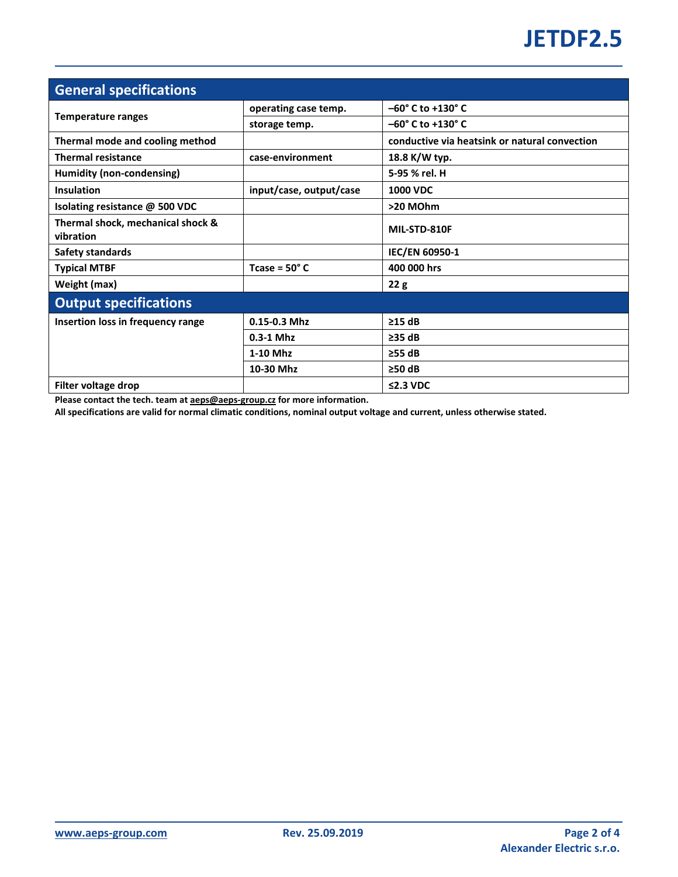## General specifications

| | | |
|---|---|---|
| **Temperature ranges** | **operating case temp.** | **–60° C to +130° C** |
| | **storage temp.** | **–60° C to +130° C** |
| **Thermal mode and cooling method** | | **conductive via heatsink or natural convection** |
| **Thermal resistance** | **case-environment** | **18.8 K/W typ.** |
| **Humidity (non-condensing)** | | **5-95 % rel. H** |
| **Insulation** | **input/case, output/case** | **1000 VDC** |
| **Isolating resistance @ 500 VDC** | | **>20 MOhm** |
| **Thermal shock, mechanical shock & vibration** | | **MIL-STD-810F** |
| **Safety standards** | | **IEC/EN 60950-1** |
| **Typical MTBF** | **Tcase = 50° C** | **400 000 hrs** |
| **Weight (max)** | | **22 g** |

## Output specifications

| | | |
|---|---|---|
| **Insertion loss in frequency range** | **0.15-0.3 Mhz** | **≥15 dB** |
| | **0.3-1 Mhz** | **≥35 dB** |
| | **1-10 Mhz** | **≥55 dB** |
| | **10-30 Mhz** | **≥50 dB** |
| **Filter voltage drop** | | **≤2.3 VDC** |

**Please contact the tech. team at aeps@aeps-group.cz for more information.**

**All specifications are valid for normal climatic conditions, nominal output voltage and current, unless otherwise stated.**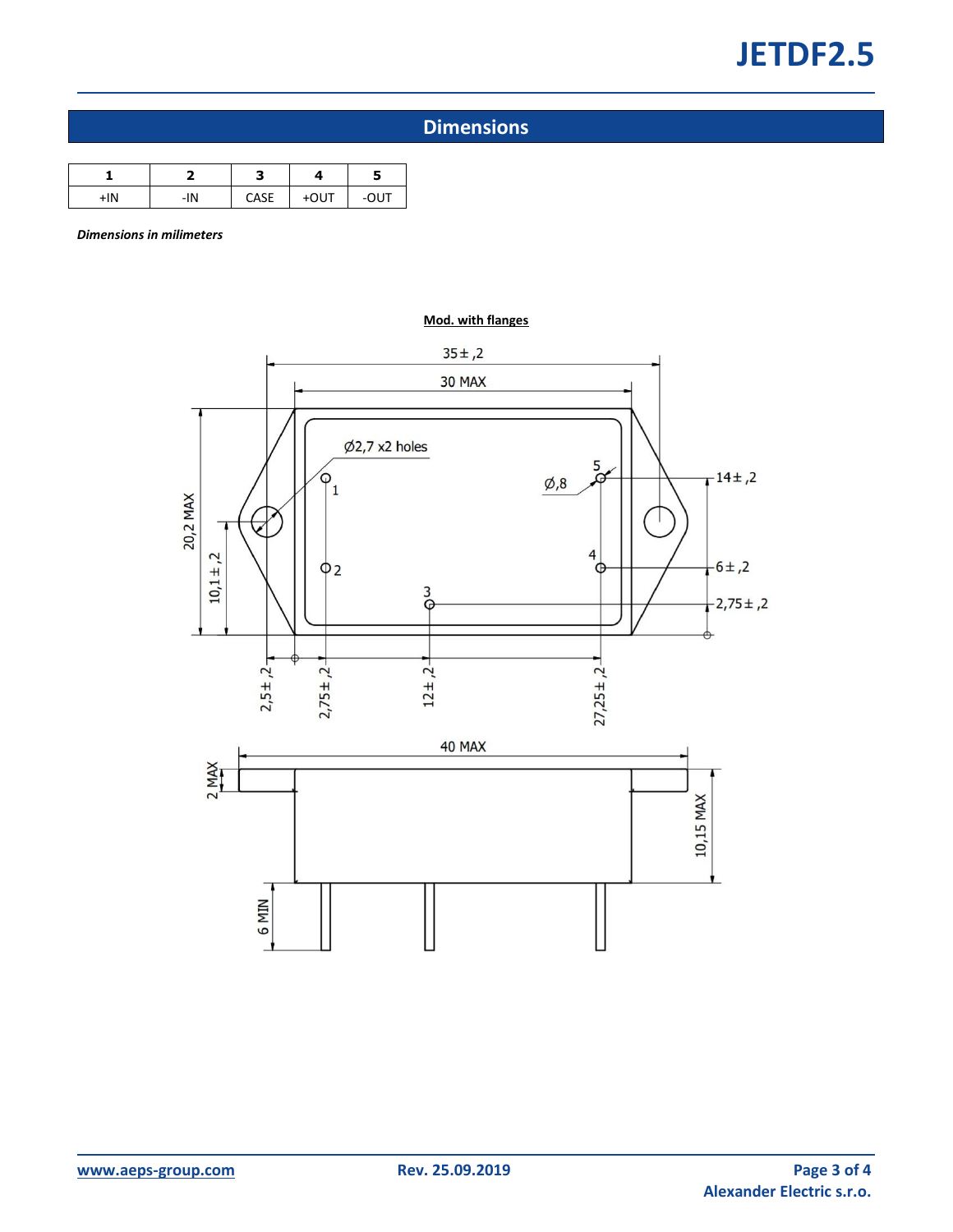## Dimensions

| 1 | 2 | 3 | 4 | 5 |
|---|---|---|---|---|
| +IN | -IN | CASE | +OUT | -OUT |

***Dimensions in milimeters***

**Mod. with flanges**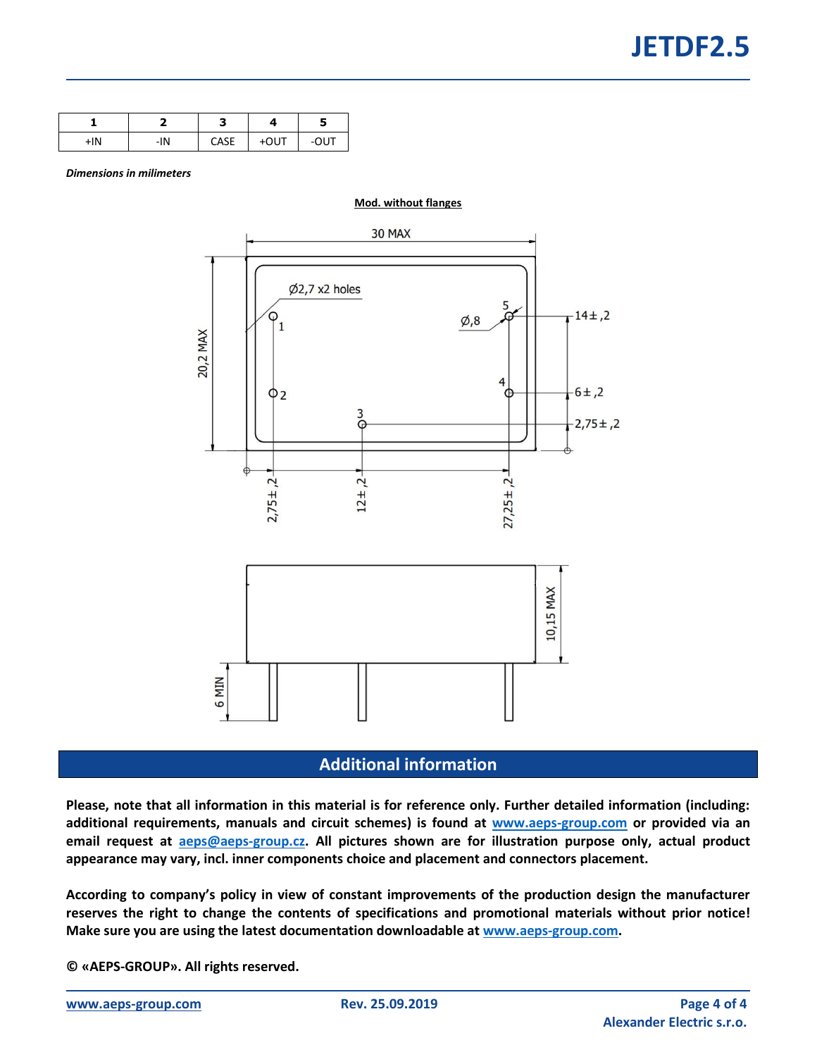| 1 | 2 | 3 | 4 | 5 |
|---|---|---|---|---|
| +IN | -IN | CASE | +OUT | -OUT |

***Dimensions in milimeters***

**Mod. without flanges**

30 MAX

Ø2,7 x2 holes

Ø,8

20,2 MAX

14±,2

6±,2

2,75±,2

2,75±,2

12±,2

27,25±,2

10,15 MAX

6 MIN

## Additional information

**Please, note that all information in this material is for reference only. Further detailed information (including: additional requirements, manuals and circuit schemes) is found at www.aeps-group.com or provided via an email request at aeps@aeps-group.cz. All pictures shown are for illustration purpose only, actual product appearance may vary, incl. inner components choice and placement and connectors placement.**

**According to company's policy in view of constant improvements of the production design the manufacturer reserves the right to change the contents of specifications and promotional materials without prior notice! Make sure you are using the latest documentation downloadable at www.aeps-group.com.**

**© «AEPS-GROUP». All rights reserved.**